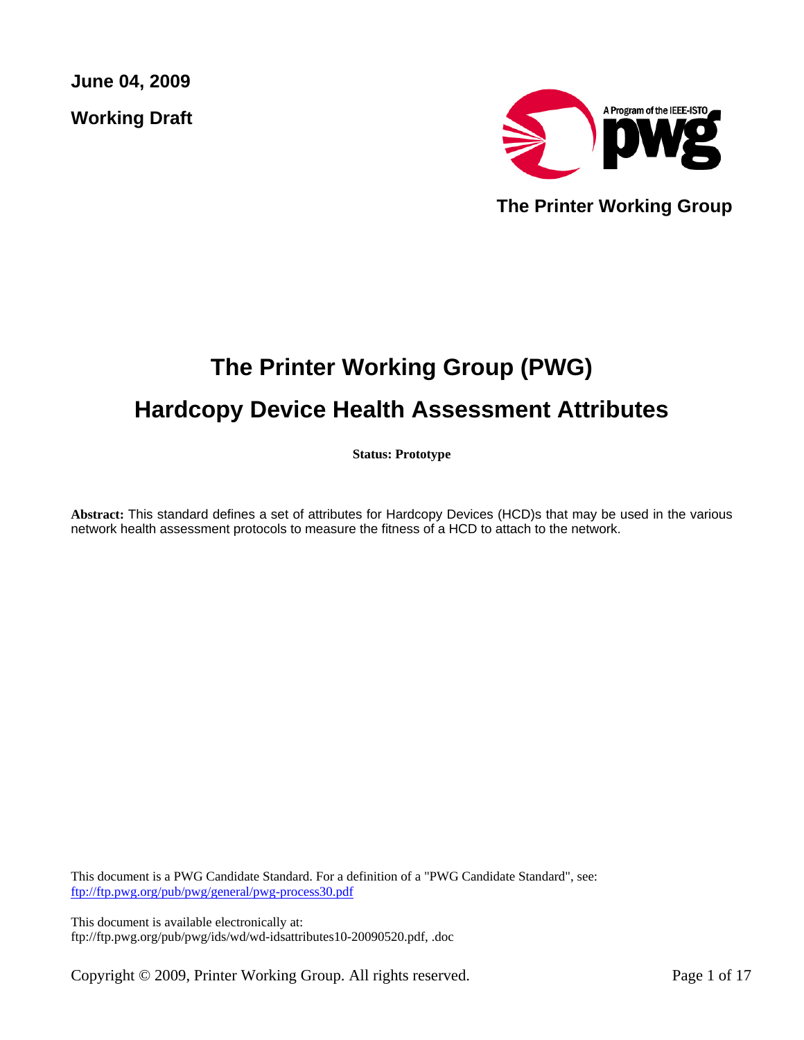**June 04, 2009**

**Working Draft**

The Printer Working Group

# The Printer Working Group (PWG)

# Hardcopy Device Health Assessment Attributes

**Status: Prototype**

**Abstract:** This standard defines a set of attributes for Hardcopy Devices (HCD)s that may be used in the various network health assessment protocols to measure the fitness of a HCD to attach to the network.

This document is a PWG Candidate Standard. For a definition of a "PWG Candidate Standard", see: ftp://ftp.pwg.org/pub/pwg/general/pwg-process30.pdf

This document is available electronically at:
ftp://ftp.pwg.org/pub/pwg/ids/wd/wd-idsattributes10-20090520.pdf, .doc

Copyright © 2009, Printer Working Group. All rights reserved.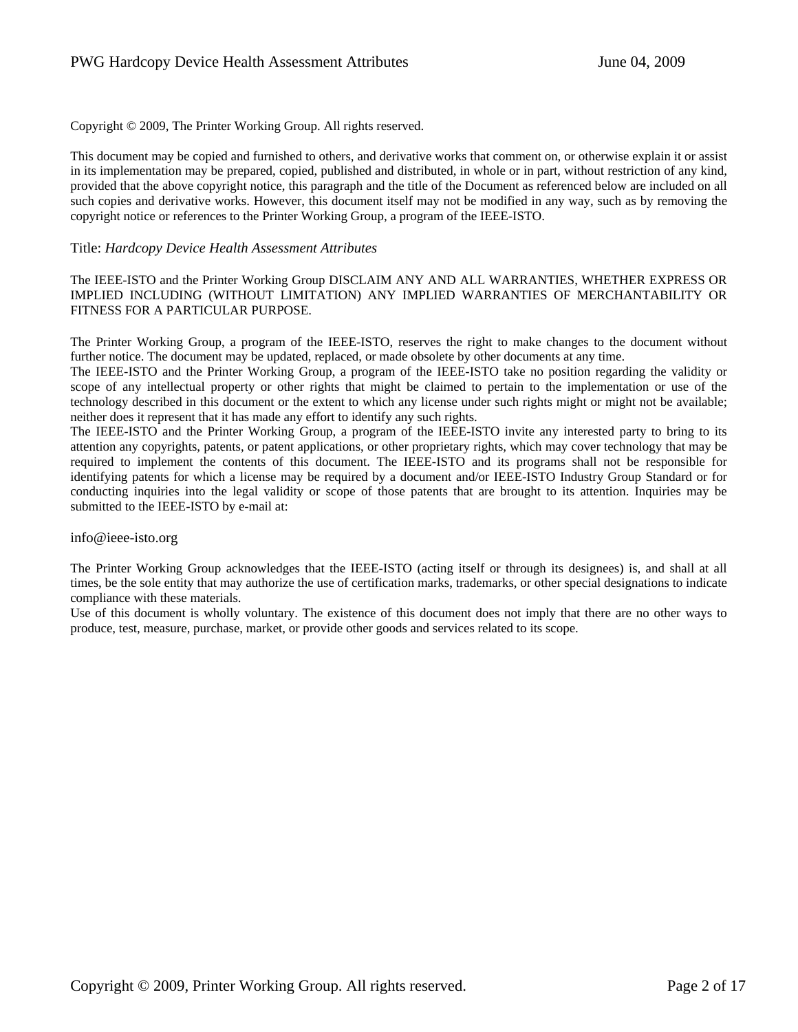Copyright © 2009, The Printer Working Group. All rights reserved.

This document may be copied and furnished to others, and derivative works that comment on, or otherwise explain it or assist in its implementation may be prepared, copied, published and distributed, in whole or in part, without restriction of any kind, provided that the above copyright notice, this paragraph and the title of the Document as referenced below are included on all such copies and derivative works. However, this document itself may not be modified in any way, such as by removing the copyright notice or references to the Printer Working Group, a program of the IEEE-ISTO.

Title: *Hardcopy Device Health Assessment Attributes*

The IEEE-ISTO and the Printer Working Group DISCLAIM ANY AND ALL WARRANTIES, WHETHER EXPRESS OR IMPLIED INCLUDING (WITHOUT LIMITATION) ANY IMPLIED WARRANTIES OF MERCHANTABILITY OR FITNESS FOR A PARTICULAR PURPOSE.

The Printer Working Group, a program of the IEEE-ISTO, reserves the right to make changes to the document without further notice. The document may be updated, replaced, or made obsolete by other documents at any time.
The IEEE-ISTO and the Printer Working Group, a program of the IEEE-ISTO take no position regarding the validity or scope of any intellectual property or other rights that might be claimed to pertain to the implementation or use of the technology described in this document or the extent to which any license under such rights might or might not be available; neither does it represent that it has made any effort to identify any such rights.
The IEEE-ISTO and the Printer Working Group, a program of the IEEE-ISTO invite any interested party to bring to its attention any copyrights, patents, or patent applications, or other proprietary rights, which may cover technology that may be required to implement the contents of this document. The IEEE-ISTO and its programs shall not be responsible for identifying patents for which a license may be required by a document and/or IEEE-ISTO Industry Group Standard or for conducting inquiries into the legal validity or scope of those patents that are brought to its attention. Inquiries may be submitted to the IEEE-ISTO by e-mail at:

info@ieee-isto.org

The Printer Working Group acknowledges that the IEEE-ISTO (acting itself or through its designees) is, and shall at all times, be the sole entity that may authorize the use of certification marks, trademarks, or other special designations to indicate compliance with these materials.
Use of this document is wholly voluntary. The existence of this document does not imply that there are no other ways to produce, test, measure, purchase, market, or provide other goods and services related to its scope.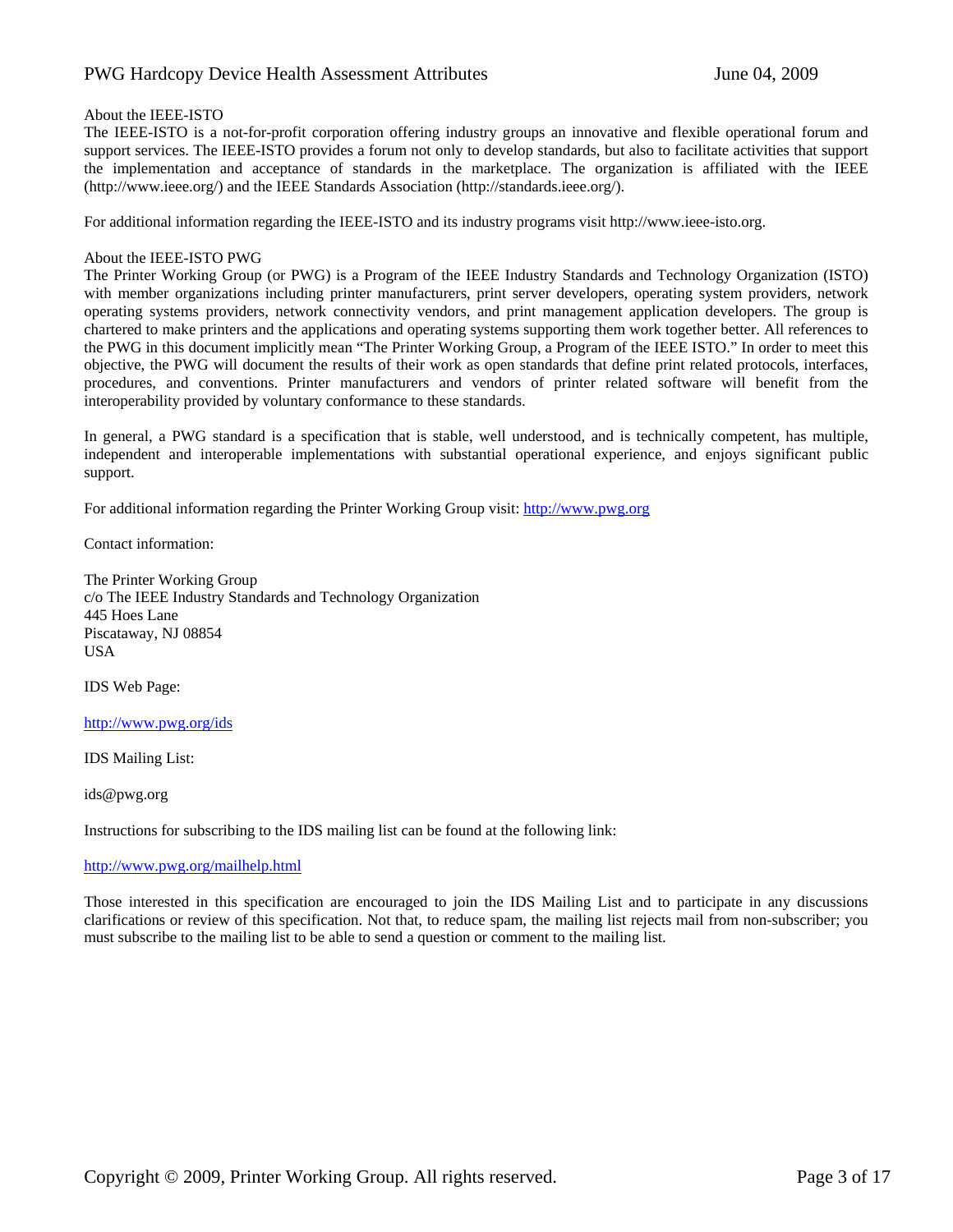About the IEEE-ISTO

The IEEE-ISTO is a not-for-profit corporation offering industry groups an innovative and flexible operational forum and support services. The IEEE-ISTO provides a forum not only to develop standards, but also to facilitate activities that support the implementation and acceptance of standards in the marketplace. The organization is affiliated with the IEEE (http://www.ieee.org/) and the IEEE Standards Association (http://standards.ieee.org/).

For additional information regarding the IEEE-ISTO and its industry programs visit http://www.ieee-isto.org.

About the IEEE-ISTO PWG

The Printer Working Group (or PWG) is a Program of the IEEE Industry Standards and Technology Organization (ISTO) with member organizations including printer manufacturers, print server developers, operating system providers, network operating systems providers, network connectivity vendors, and print management application developers. The group is chartered to make printers and the applications and operating systems supporting them work together better. All references to the PWG in this document implicitly mean "The Printer Working Group, a Program of the IEEE ISTO." In order to meet this objective, the PWG will document the results of their work as open standards that define print related protocols, interfaces, procedures, and conventions. Printer manufacturers and vendors of printer related software will benefit from the interoperability provided by voluntary conformance to these standards.

In general, a PWG standard is a specification that is stable, well understood, and is technically competent, has multiple, independent and interoperable implementations with substantial operational experience, and enjoys significant public support.

For additional information regarding the Printer Working Group visit: http://www.pwg.org

Contact information:

The Printer Working Group
c/o The IEEE Industry Standards and Technology Organization
445 Hoes Lane
Piscataway, NJ 08854
USA

IDS Web Page:

http://www.pwg.org/ids

IDS Mailing List:

ids@pwg.org

Instructions for subscribing to the IDS mailing list can be found at the following link:

http://www.pwg.org/mailhelp.html

Those interested in this specification are encouraged to join the IDS Mailing List and to participate in any discussions clarifications or review of this specification. Not that, to reduce spam, the mailing list rejects mail from non-subscriber; you must subscribe to the mailing list to be able to send a question or comment to the mailing list.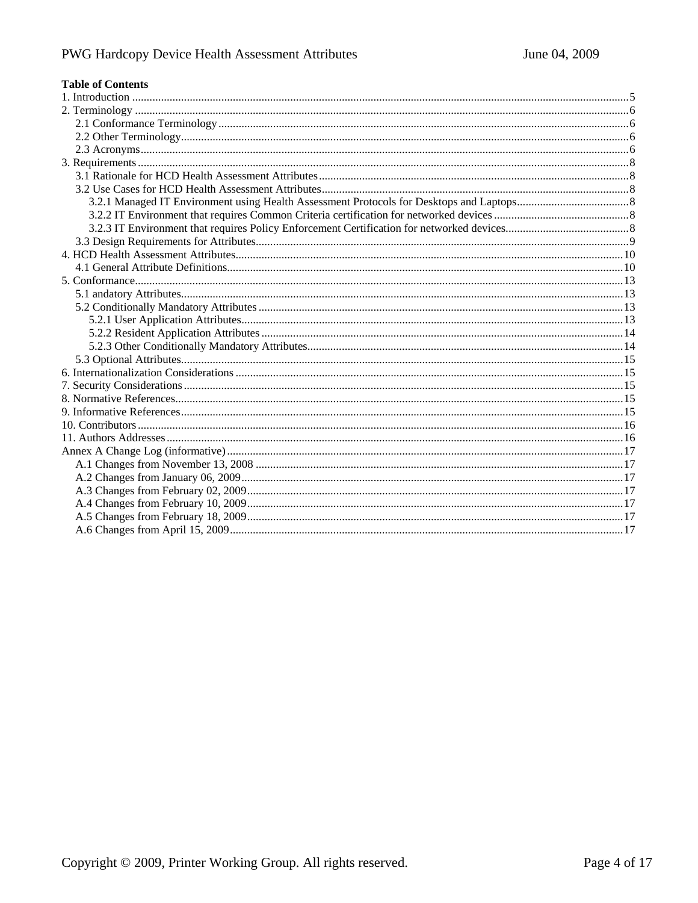**Table of Contents**

1. Introduction .......... 5
2. Terminology .......... 6
    2.1 Conformance Terminology .......... 6
    2.2 Other Terminology .......... 6
    2.3 Acronyms .......... 6
3. Requirements .......... 8
    3.1 Rationale for HCD Health Assessment Attributes .......... 8
    3.2 Use Cases for HCD Health Assessment Attributes .......... 8
        3.2.1 Managed IT Environment using Health Assessment Protocols for Desktops and Laptops .......... 8
        3.2.2 IT Environment that requires Common Criteria certification for networked devices .......... 8
        3.2.3 IT Environment that requires Policy Enforcement Certification for networked devices .......... 8
    3.3 Design Requirements for Attributes .......... 9
4. HCD Health Assessment Attributes .......... 10
    4.1 General Attribute Definitions .......... 10
5. Conformance .......... 13
    5.1 andatory Attributes .......... 13
    5.2 Conditionally Mandatory Attributes .......... 13
        5.2.1 User Application Attributes .......... 13
        5.2.2 Resident Application Attributes .......... 14
        5.2.3 Other Conditionally Mandatory Attributes .......... 14
    5.3 Optional Attributes .......... 15
6. Internationalization Considerations .......... 15
7. Security Considerations .......... 15
8. Normative References .......... 15
9. Informative References .......... 15
10. Contributors .......... 16
11. Authors Addresses .......... 16
Annex A Change Log (informative) .......... 17
    A.1 Changes from November 13, 2008 .......... 17
    A.2 Changes from January 06, 2009 .......... 17
    A.3 Changes from February 02, 2009 .......... 17
    A.4 Changes from February 10, 2009 .......... 17
    A.5 Changes from February 18, 2009 .......... 17
    A.6 Changes from April 15, 2009 .......... 17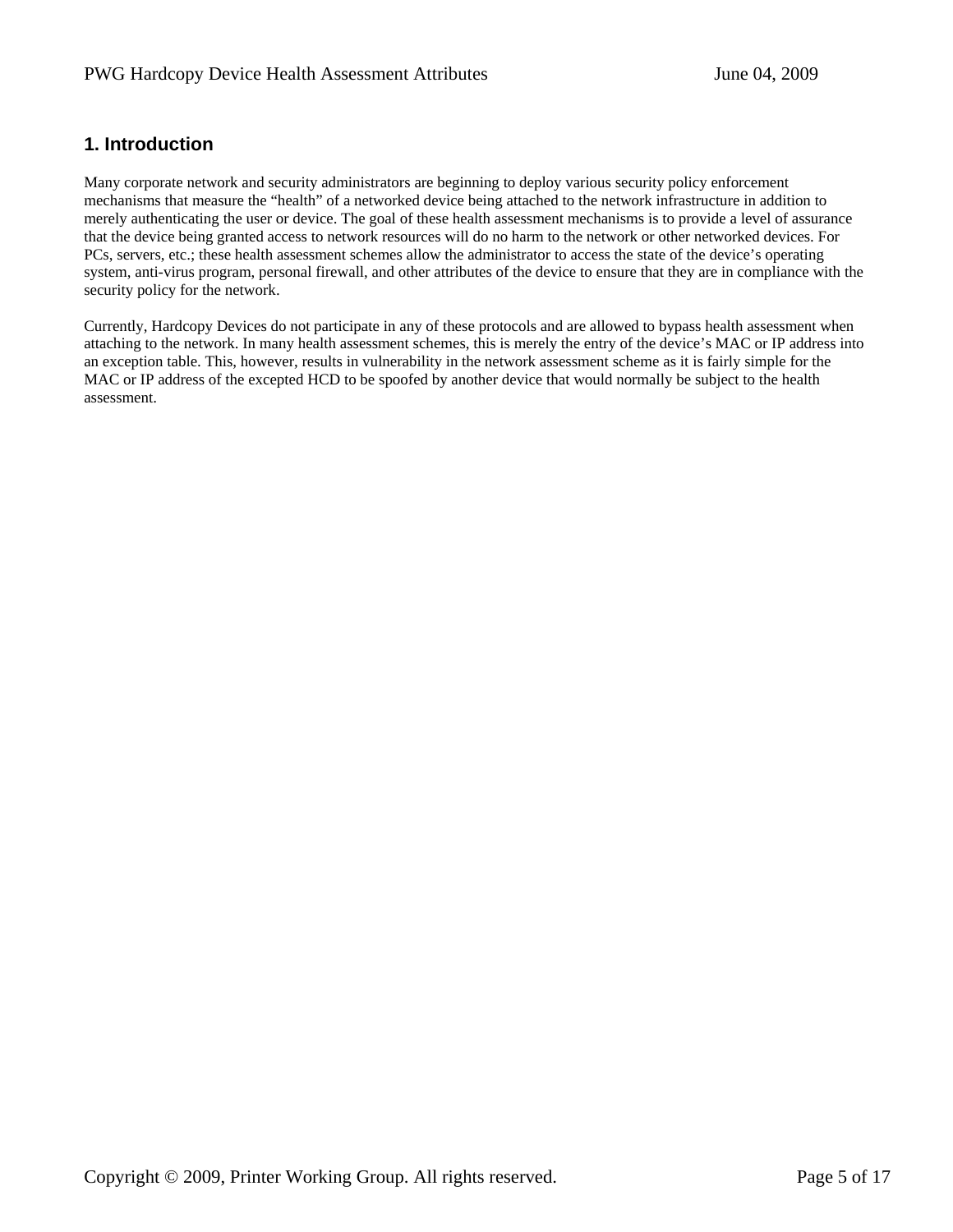# 1. Introduction

Many corporate network and security administrators are beginning to deploy various security policy enforcement mechanisms that measure the "health" of a networked device being attached to the network infrastructure in addition to merely authenticating the user or device. The goal of these health assessment mechanisms is to provide a level of assurance that the device being granted access to network resources will do no harm to the network or other networked devices. For PCs, servers, etc.; these health assessment schemes allow the administrator to access the state of the device's operating system, anti-virus program, personal firewall, and other attributes of the device to ensure that they are in compliance with the security policy for the network.

Currently, Hardcopy Devices do not participate in any of these protocols and are allowed to bypass health assessment when attaching to the network. In many health assessment schemes, this is merely the entry of the device's MAC or IP address into an exception table. This, however, results in vulnerability in the network assessment scheme as it is fairly simple for the MAC or IP address of the excepted HCD to be spoofed by another device that would normally be subject to the health assessment.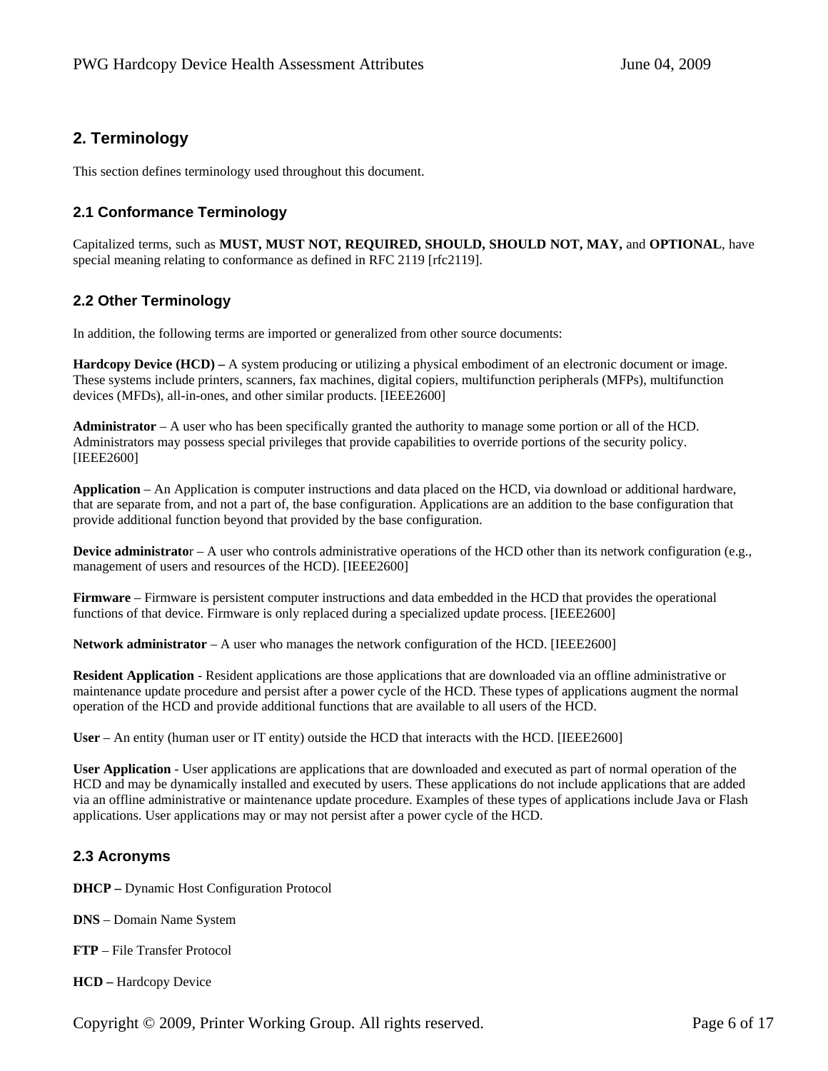## 2. Terminology

This section defines terminology used throughout this document.

### 2.1 Conformance Terminology

Capitalized terms, such as **MUST, MUST NOT, REQUIRED, SHOULD, SHOULD NOT, MAY,** and **OPTIONAL**, have special meaning relating to conformance as defined in RFC 2119 [rfc2119].

### 2.2 Other Terminology

In addition, the following terms are imported or generalized from other source documents:

**Hardcopy Device (HCD) –** A system producing or utilizing a physical embodiment of an electronic document or image. These systems include printers, scanners, fax machines, digital copiers, multifunction peripherals (MFPs), multifunction devices (MFDs), all-in-ones, and other similar products. [IEEE2600]

**Administrator** – A user who has been specifically granted the authority to manage some portion or all of the HCD. Administrators may possess special privileges that provide capabilities to override portions of the security policy. [IEEE2600]

**Application** – An Application is computer instructions and data placed on the HCD, via download or additional hardware, that are separate from, and not a part of, the base configuration. Applications are an addition to the base configuration that provide additional function beyond that provided by the base configuration.

**Device administrator** – A user who controls administrative operations of the HCD other than its network configuration (e.g., management of users and resources of the HCD). [IEEE2600]

**Firmware** – Firmware is persistent computer instructions and data embedded in the HCD that provides the operational functions of that device. Firmware is only replaced during a specialized update process. [IEEE2600]

**Network administrator** – A user who manages the network configuration of the HCD. [IEEE2600]

**Resident Application** - Resident applications are those applications that are downloaded via an offline administrative or maintenance update procedure and persist after a power cycle of the HCD. These types of applications augment the normal operation of the HCD and provide additional functions that are available to all users of the HCD.

**User** – An entity (human user or IT entity) outside the HCD that interacts with the HCD. [IEEE2600]

**User Application** - User applications are applications that are downloaded and executed as part of normal operation of the HCD and may be dynamically installed and executed by users. These applications do not include applications that are added via an offline administrative or maintenance update procedure. Examples of these types of applications include Java or Flash applications. User applications may or may not persist after a power cycle of the HCD.

### 2.3 Acronyms

**DHCP –** Dynamic Host Configuration Protocol

**DNS** – Domain Name System

**FTP** – File Transfer Protocol

**HCD –** Hardcopy Device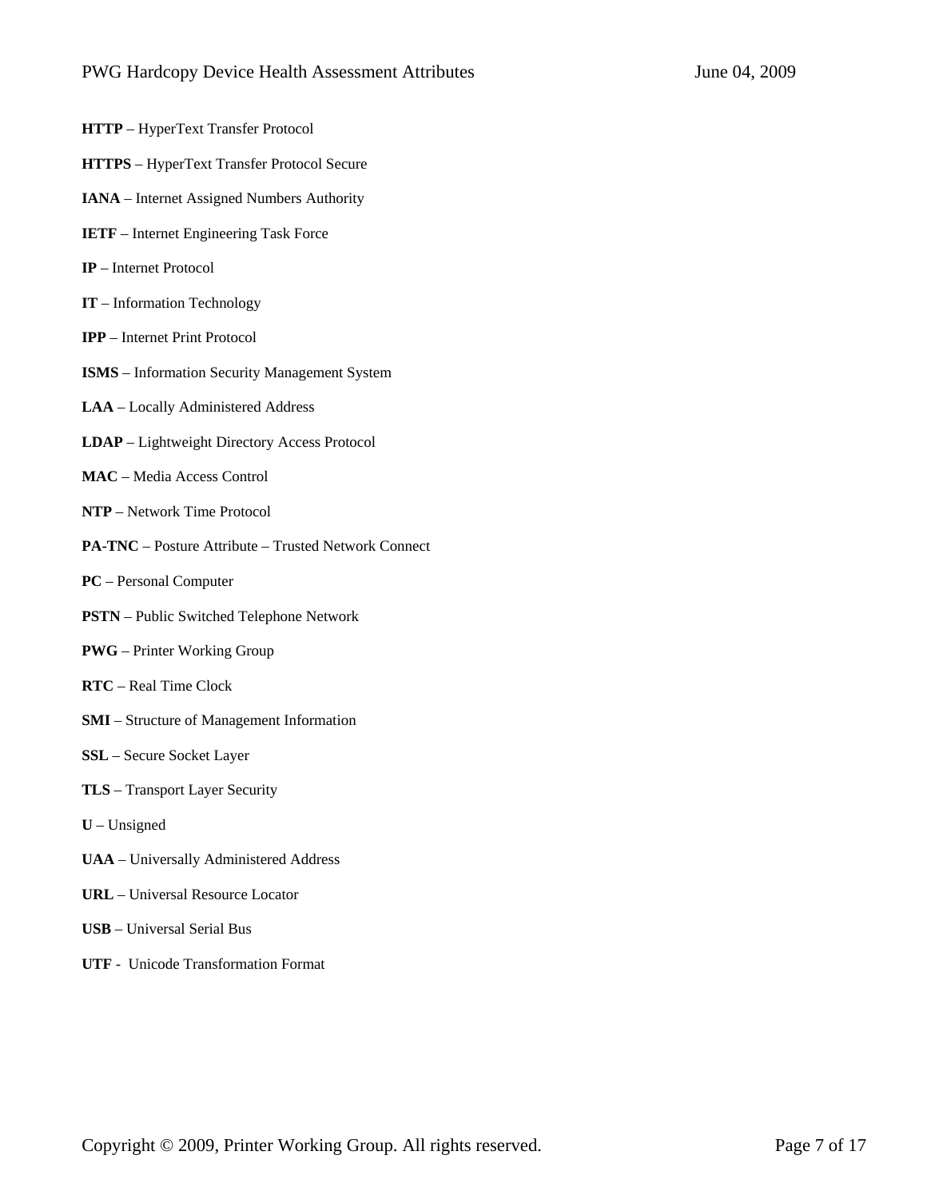**HTTP** – HyperText Transfer Protocol

**HTTPS** – HyperText Transfer Protocol Secure

**IANA** – Internet Assigned Numbers Authority

**IETF** – Internet Engineering Task Force

**IP** – Internet Protocol

**IT** – Information Technology

**IPP** – Internet Print Protocol

**ISMS** – Information Security Management System

**LAA** – Locally Administered Address

**LDAP** – Lightweight Directory Access Protocol

**MAC** – Media Access Control

**NTP** – Network Time Protocol

**PA-TNC** – Posture Attribute – Trusted Network Connect

**PC** – Personal Computer

**PSTN** – Public Switched Telephone Network

**PWG** – Printer Working Group

**RTC** – Real Time Clock

**SMI** – Structure of Management Information

**SSL** – Secure Socket Layer

**TLS** – Transport Layer Security

**U** – Unsigned

**UAA** – Universally Administered Address

**URL** – Universal Resource Locator

**USB** – Universal Serial Bus

**UTF** - Unicode Transformation Format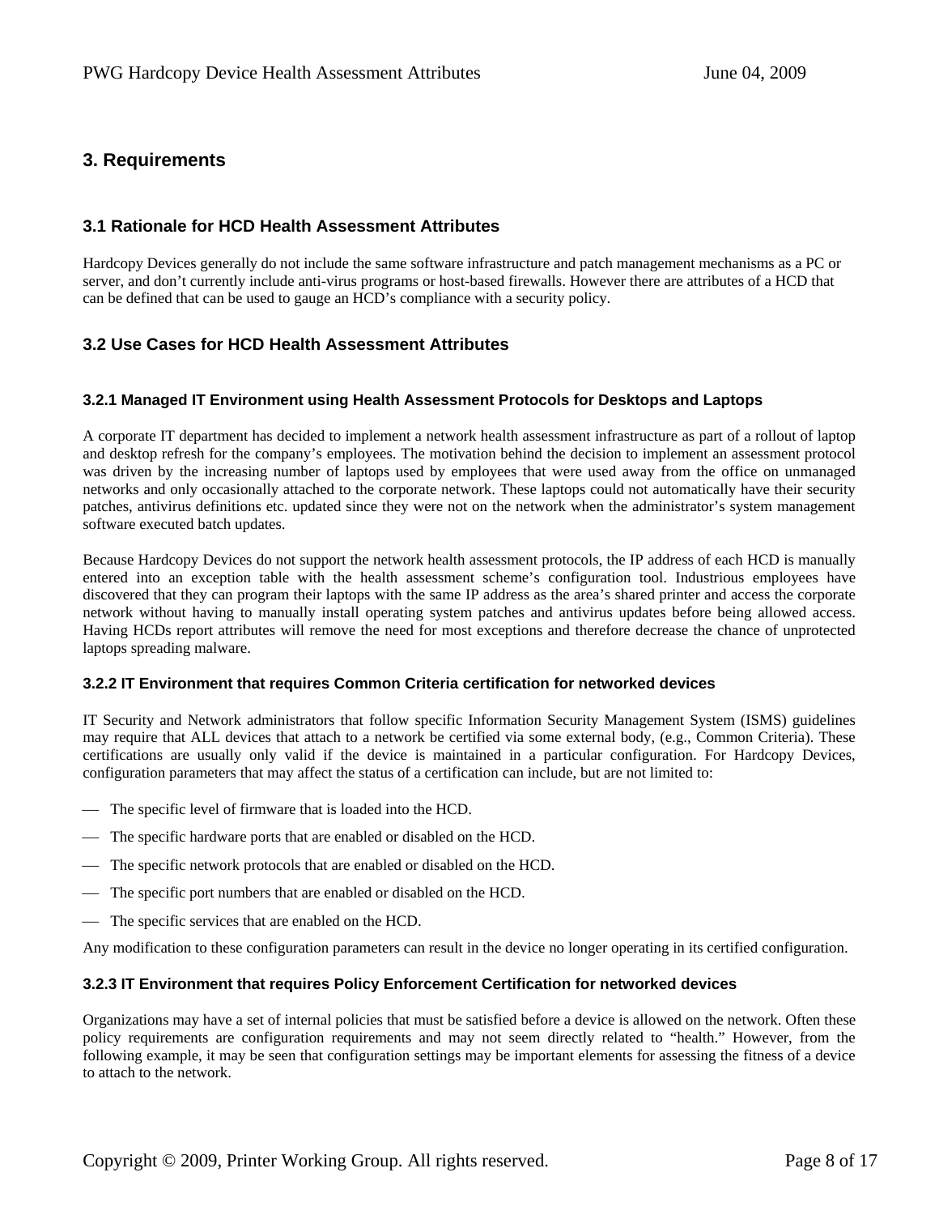# 3. Requirements

## 3.1 Rationale for HCD Health Assessment Attributes

Hardcopy Devices generally do not include the same software infrastructure and patch management mechanisms as a PC or server, and don't currently include anti-virus programs or host-based firewalls. However there are attributes of a HCD that can be defined that can be used to gauge an HCD's compliance with a security policy.

## 3.2 Use Cases for HCD Health Assessment Attributes

### 3.2.1 Managed IT Environment using Health Assessment Protocols for Desktops and Laptops

A corporate IT department has decided to implement a network health assessment infrastructure as part of a rollout of laptop and desktop refresh for the company's employees. The motivation behind the decision to implement an assessment protocol was driven by the increasing number of laptops used by employees that were used away from the office on unmanaged networks and only occasionally attached to the corporate network. These laptops could not automatically have their security patches, antivirus definitions etc. updated since they were not on the network when the administrator's system management software executed batch updates.

Because Hardcopy Devices do not support the network health assessment protocols, the IP address of each HCD is manually entered into an exception table with the health assessment scheme's configuration tool. Industrious employees have discovered that they can program their laptops with the same IP address as the area's shared printer and access the corporate network without having to manually install operating system patches and antivirus updates before being allowed access. Having HCDs report attributes will remove the need for most exceptions and therefore decrease the chance of unprotected laptops spreading malware.

### 3.2.2 IT Environment that requires Common Criteria certification for networked devices

IT Security and Network administrators that follow specific Information Security Management System (ISMS) guidelines may require that ALL devices that attach to a network be certified via some external body, (e.g., Common Criteria). These certifications are usually only valid if the device is maintained in a particular configuration. For Hardcopy Devices, configuration parameters that may affect the status of a certification can include, but are not limited to:

- The specific level of firmware that is loaded into the HCD.
- The specific hardware ports that are enabled or disabled on the HCD.
- The specific network protocols that are enabled or disabled on the HCD.
- The specific port numbers that are enabled or disabled on the HCD.
- The specific services that are enabled on the HCD.

Any modification to these configuration parameters can result in the device no longer operating in its certified configuration.

### 3.2.3 IT Environment that requires Policy Enforcement Certification for networked devices

Organizations may have a set of internal policies that must be satisfied before a device is allowed on the network. Often these policy requirements are configuration requirements and may not seem directly related to "health." However, from the following example, it may be seen that configuration settings may be important elements for assessing the fitness of a device to attach to the network.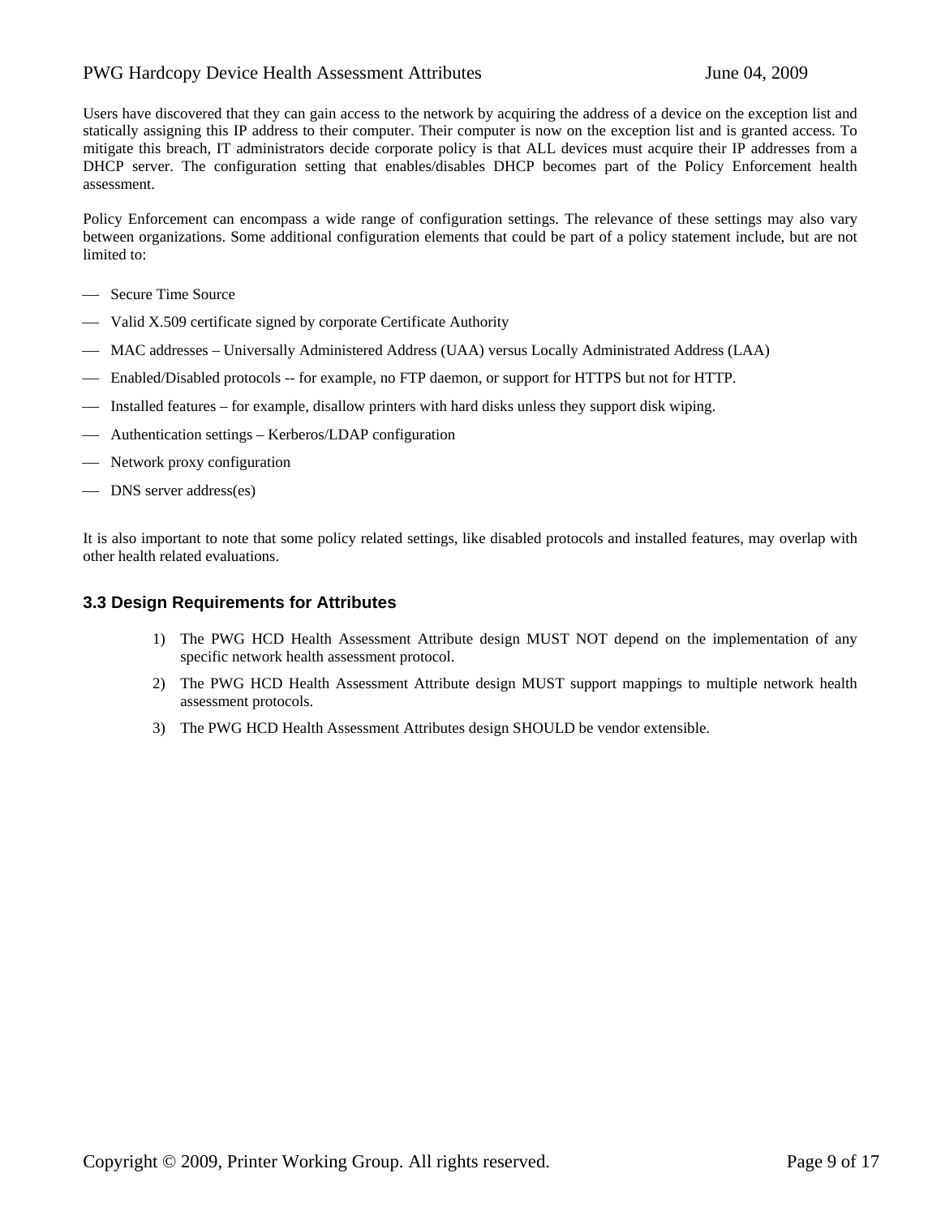Users have discovered that they can gain access to the network by acquiring the address of a device on the exception list and statically assigning this IP address to their computer. Their computer is now on the exception list and is granted access. To mitigate this breach, IT administrators decide corporate policy is that ALL devices must acquire their IP addresses from a DHCP server. The configuration setting that enables/disables DHCP becomes part of the Policy Enforcement health assessment.

Policy Enforcement can encompass a wide range of configuration settings. The relevance of these settings may also vary between organizations. Some additional configuration elements that could be part of a policy statement include, but are not limited to:

- Secure Time Source
- Valid X.509 certificate signed by corporate Certificate Authority
- MAC addresses – Universally Administered Address (UAA) versus Locally Administrated Address (LAA)
- Enabled/Disabled protocols -- for example, no FTP daemon, or support for HTTPS but not for HTTP.
- Installed features – for example, disallow printers with hard disks unless they support disk wiping.
- Authentication settings – Kerberos/LDAP configuration
- Network proxy configuration
- DNS server address(es)

It is also important to note that some policy related settings, like disabled protocols and installed features, may overlap with other health related evaluations.

### 3.3 Design Requirements for Attributes

1) The PWG HCD Health Assessment Attribute design MUST NOT depend on the implementation of any specific network health assessment protocol.
2) The PWG HCD Health Assessment Attribute design MUST support mappings to multiple network health assessment protocols.
3) The PWG HCD Health Assessment Attributes design SHOULD be vendor extensible.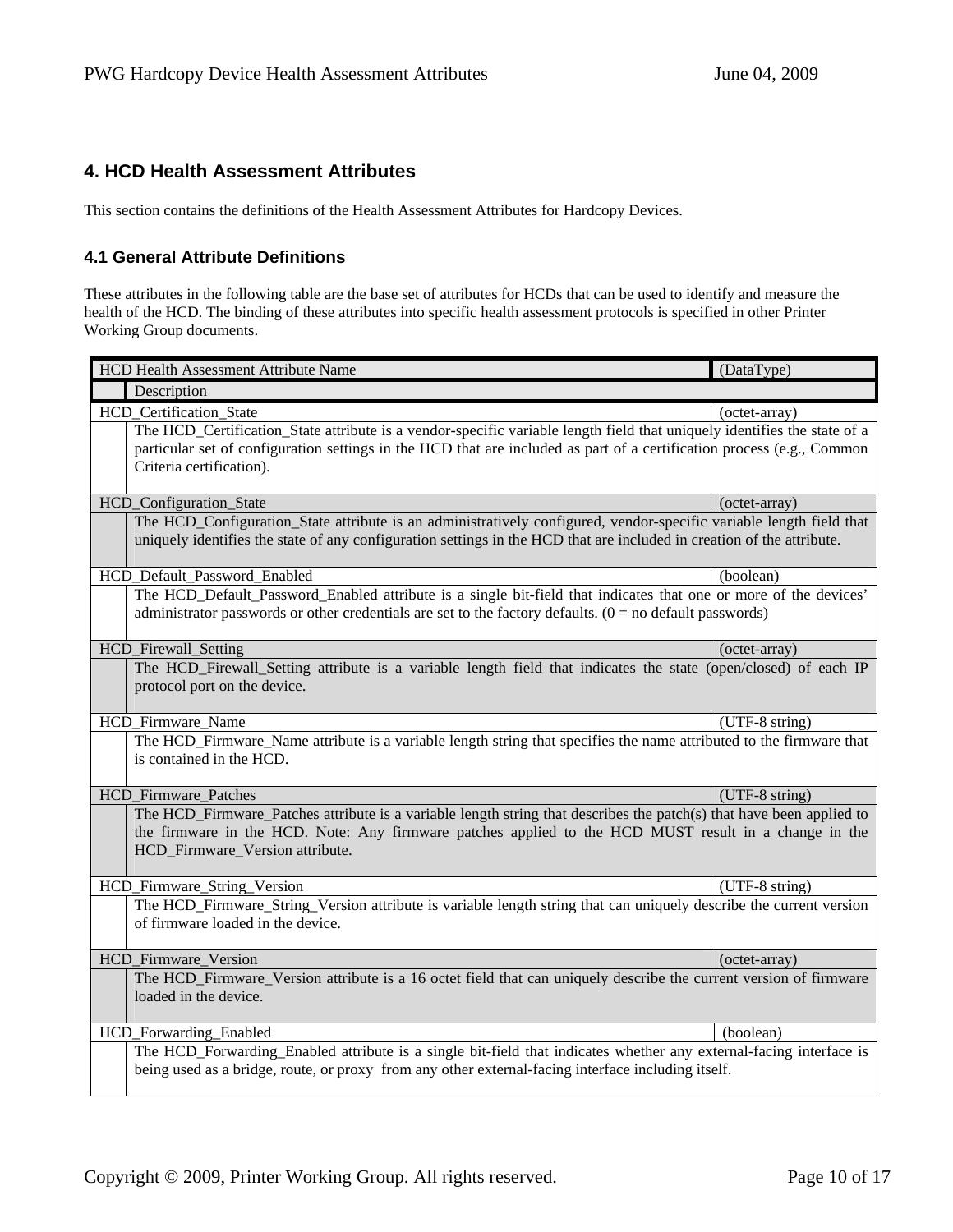## 4. HCD Health Assessment Attributes

This section contains the definitions of the Health Assessment Attributes for Hardcopy Devices.

### 4.1 General Attribute Definitions

These attributes in the following table are the base set of attributes for HCDs that can be used to identify and measure the health of the HCD. The binding of these attributes into specific health assessment protocols is specified in other Printer Working Group documents.

| HCD Health Assessment Attribute Name / Description | (DataType) |
|---|---|
| HCD_Certification_State | (octet-array) |
| The HCD_Certification_State attribute is a vendor-specific variable length field that uniquely identifies the state of a particular set of configuration settings in the HCD that are included as part of a certification process (e.g., Common Criteria certification). | |
| HCD_Configuration_State | (octet-array) |
| The HCD_Configuration_State attribute is an administratively configured, vendor-specific variable length field that uniquely identifies the state of any configuration settings in the HCD that are included in creation of the attribute. | |
| HCD_Default_Password_Enabled | (boolean) |
| The HCD_Default_Password_Enabled attribute is a single bit-field that indicates that one or more of the devices' administrator passwords or other credentials are set to the factory defaults. (0 = no default passwords) | |
| HCD_Firewall_Setting | (octet-array) |
| The HCD_Firewall_Setting attribute is a variable length field that indicates the state (open/closed) of each IP protocol port on the device. | |
| HCD_Firmware_Name | (UTF-8 string) |
| The HCD_Firmware_Name attribute is a variable length string that specifies the name attributed to the firmware that is contained in the HCD. | |
| HCD_Firmware_Patches | (UTF-8 string) |
| The HCD_Firmware_Patches attribute is a variable length string that describes the patch(s) that have been applied to the firmware in the HCD. Note: Any firmware patches applied to the HCD MUST result in a change in the HCD_Firmware_Version attribute. | |
| HCD_Firmware_String_Version | (UTF-8 string) |
| The HCD_Firmware_String_Version attribute is variable length string that can uniquely describe the current version of firmware loaded in the device. | |
| HCD_Firmware_Version | (octet-array) |
| The HCD_Firmware_Version attribute is a 16 octet field that can uniquely describe the current version of firmware loaded in the device. | |
| HCD_Forwarding_Enabled | (boolean) |
| The HCD_Forwarding_Enabled attribute is a single bit-field that indicates whether any external-facing interface is being used as a bridge, route, or proxy from any other external-facing interface including itself. | |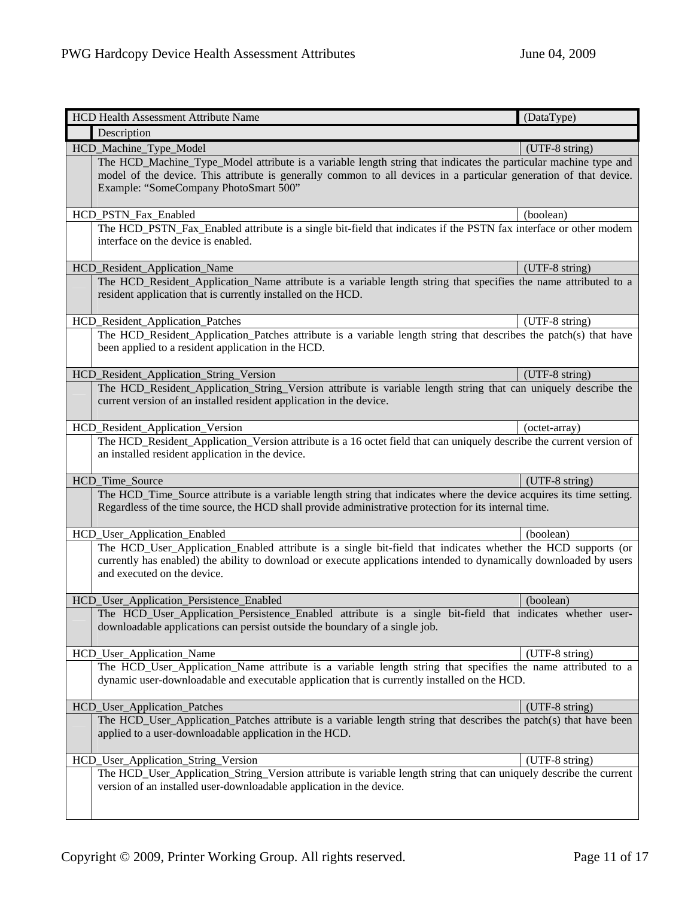| HCD Health Assessment Attribute Name | (DataType) |
| --- | --- |
| Description | |
| HCD_Machine_Type_Model | (UTF-8 string) |
| The HCD_Machine_Type_Model attribute is a variable length string that indicates the particular machine type and model of the device. This attribute is generally common to all devices in a particular generation of that device. Example: "SomeCompany PhotoSmart 500" | |
| HCD_PSTN_Fax_Enabled | (boolean) |
| The HCD_PSTN_Fax_Enabled attribute is a single bit-field that indicates if the PSTN fax interface or other modem interface on the device is enabled. | |
| HCD_Resident_Application_Name | (UTF-8 string) |
| The HCD_Resident_Application_Name attribute is a variable length string that specifies the name attributed to a resident application that is currently installed on the HCD. | |
| HCD_Resident_Application_Patches | (UTF-8 string) |
| The HCD_Resident_Application_Patches attribute is a variable length string that describes the patch(s) that have been applied to a resident application in the HCD. | |
| HCD_Resident_Application_String_Version | (UTF-8 string) |
| The HCD_Resident_Application_String_Version attribute is variable length string that can uniquely describe the current version of an installed resident application in the device. | |
| HCD_Resident_Application_Version | (octet-array) |
| The HCD_Resident_Application_Version attribute is a 16 octet field that can uniquely describe the current version of an installed resident application in the device. | |
| HCD_Time_Source | (UTF-8 string) |
| The HCD_Time_Source attribute is a variable length string that indicates where the device acquires its time setting. Regardless of the time source, the HCD shall provide administrative protection for its internal time. | |
| HCD_User_Application_Enabled | (boolean) |
| The HCD_User_Application_Enabled attribute is a single bit-field that indicates whether the HCD supports (or currently has enabled) the ability to download or execute applications intended to dynamically downloaded by users and executed on the device. | |
| HCD_User_Application_Persistence_Enabled | (boolean) |
| The HCD_User_Application_Persistence_Enabled attribute is a single bit-field that indicates whether user-downloadable applications can persist outside the boundary of a single job. | |
| HCD_User_Application_Name | (UTF-8 string) |
| The HCD_User_Application_Name attribute is a variable length string that specifies the name attributed to a dynamic user-downloadable and executable application that is currently installed on the HCD. | |
| HCD_User_Application_Patches | (UTF-8 string) |
| The HCD_User_Application_Patches attribute is a variable length string that describes the patch(s) that have been applied to a user-downloadable application in the HCD. | |
| HCD_User_Application_String_Version | (UTF-8 string) |
| The HCD_User_Application_String_Version attribute is variable length string that can uniquely describe the current version of an installed user-downloadable application in the device. | |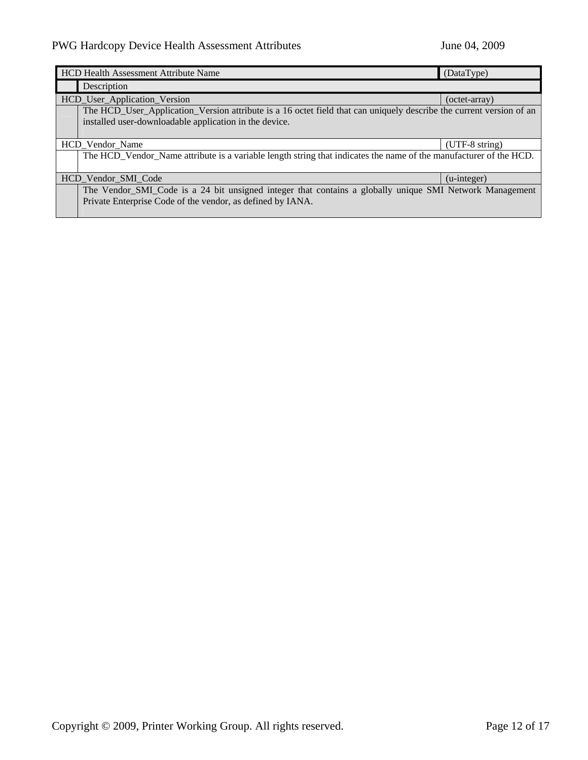| HCD Health Assessment Attribute Name | (DataType) |
| --- | --- |
| Description | |
| HCD_User_Application_Version | (octet-array) |
| The HCD_User_Application_Version attribute is a 16 octet field that can uniquely describe the current version of an installed user-downloadable application in the device. | |
| HCD_Vendor_Name | (UTF-8 string) |
| The HCD_Vendor_Name attribute is a variable length string that indicates the name of the manufacturer of the HCD. | |
| HCD_Vendor_SMI_Code | (u-integer) |
| The Vendor_SMI_Code is a 24 bit unsigned integer that contains a globally unique SMI Network Management Private Enterprise Code of the vendor, as defined by IANA. | |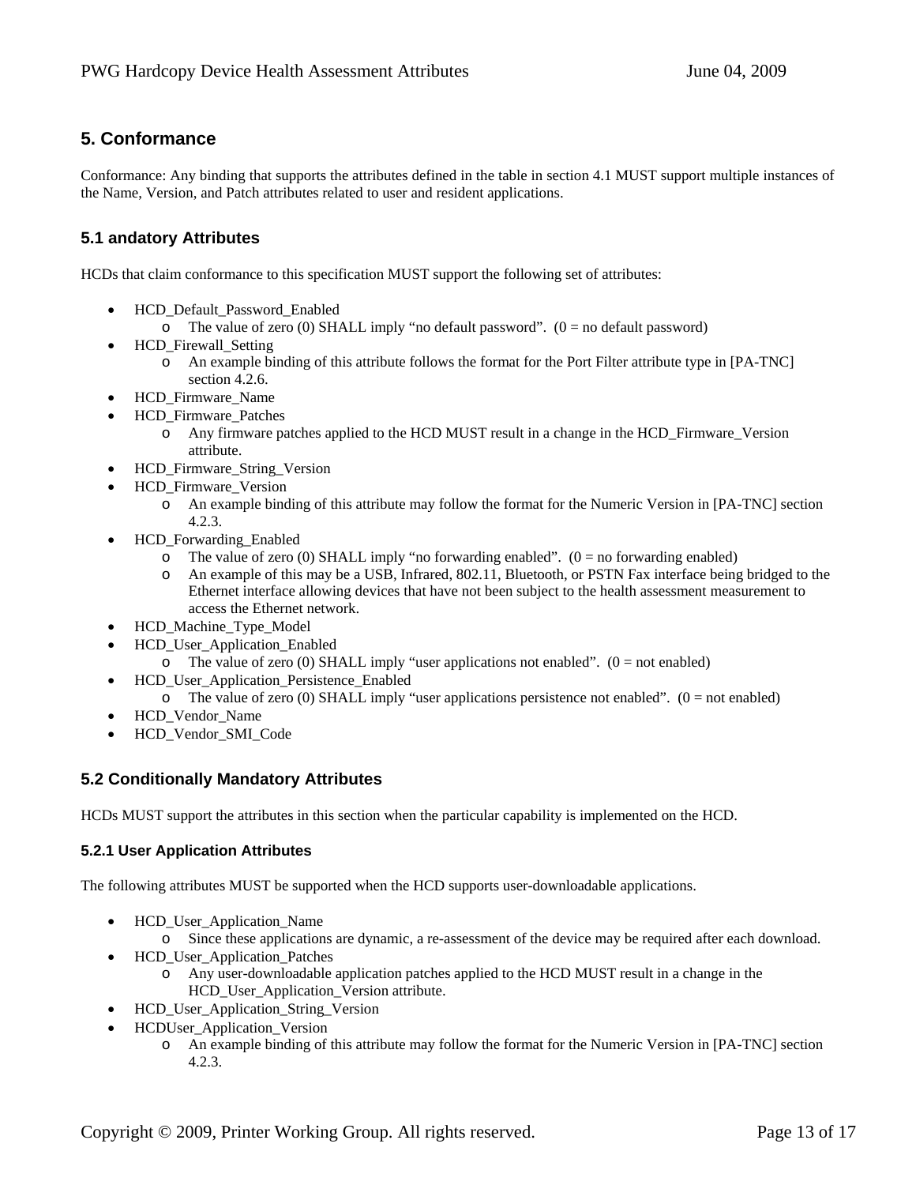## 5. Conformance

Conformance: Any binding that supports the attributes defined in the table in section 4.1 MUST support multiple instances of the Name, Version, and Patch attributes related to user and resident applications.

### 5.1 andatory Attributes

HCDs that claim conformance to this specification MUST support the following set of attributes:

- HCD_Default_Password_Enabled
  - The value of zero (0) SHALL imply “no default password”. (0 = no default password)
- HCD_Firewall_Setting
  - An example binding of this attribute follows the format for the Port Filter attribute type in [PA-TNC] section 4.2.6.
- HCD_Firmware_Name
- HCD_Firmware_Patches
  - Any firmware patches applied to the HCD MUST result in a change in the HCD_Firmware_Version attribute.
- HCD_Firmware_String_Version
- HCD_Firmware_Version
  - An example binding of this attribute may follow the format for the Numeric Version in [PA-TNC] section 4.2.3.
- HCD_Forwarding_Enabled
  - The value of zero (0) SHALL imply “no forwarding enabled”. (0 = no forwarding enabled)
  - An example of this may be a USB, Infrared, 802.11, Bluetooth, or PSTN Fax interface being bridged to the Ethernet interface allowing devices that have not been subject to the health assessment measurement to access the Ethernet network.
- HCD_Machine_Type_Model
- HCD_User_Application_Enabled
  - The value of zero (0) SHALL imply “user applications not enabled”. (0 = not enabled)
- HCD_User_Application_Persistence_Enabled
  - The value of zero (0) SHALL imply “user applications persistence not enabled”. (0 = not enabled)
- HCD_Vendor_Name
- HCD_Vendor_SMI_Code

### 5.2 Conditionally Mandatory Attributes

HCDs MUST support the attributes in this section when the particular capability is implemented on the HCD.

#### 5.2.1 User Application Attributes

The following attributes MUST be supported when the HCD supports user-downloadable applications.

- HCD_User_Application_Name
  - Since these applications are dynamic, a re-assessment of the device may be required after each download.
- HCD_User_Application_Patches
  - Any user-downloadable application patches applied to the HCD MUST result in a change in the HCD_User_Application_Version attribute.
- HCD_User_Application_String_Version
- HCDUser_Application_Version
  - An example binding of this attribute may follow the format for the Numeric Version in [PA-TNC] section 4.2.3.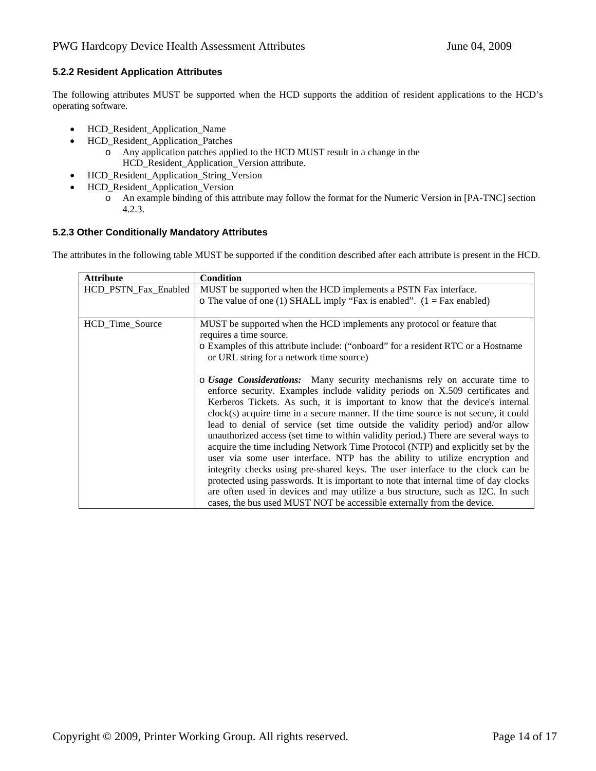### 5.2.2 Resident Application Attributes

The following attributes MUST be supported when the HCD supports the addition of resident applications to the HCD's operating software.

- HCD_Resident_Application_Name
- HCD_Resident_Application_Patches
    - Any application patches applied to the HCD MUST result in a change in the HCD_Resident_Application_Version attribute.
- HCD_Resident_Application_String_Version
- HCD_Resident_Application_Version
    - An example binding of this attribute may follow the format for the Numeric Version in [PA-TNC] section 4.2.3.

### 5.2.3 Other Conditionally Mandatory Attributes

The attributes in the following table MUST be supported if the condition described after each attribute is present in the HCD.

| Attribute | Condition |
|---|---|
| HCD_PSTN_Fax_Enabled | MUST be supported when the HCD implements a PSTN Fax interface.<br>o The value of one (1) SHALL imply "Fax is enabled". (1 = Fax enabled) |
| HCD_Time_Source | MUST be supported when the HCD implements any protocol or feature that requires a time source.<br>o Examples of this attribute include: ("onboard" for a resident RTC or a Hostname or URL string for a network time source)<br><br>o ***Usage Considerations:*** Many security mechanisms rely on accurate time to enforce security. Examples include validity periods on X.509 certificates and Kerberos Tickets. As such, it is important to know that the device's internal clock(s) acquire time in a secure manner. If the time source is not secure, it could lead to denial of service (set time outside the validity period) and/or allow unauthorized access (set time to within validity period.) There are several ways to acquire the time including Network Time Protocol (NTP) and explicitly set by the user via some user interface. NTP has the ability to utilize encryption and integrity checks using pre-shared keys. The user interface to the clock can be protected using passwords. It is important to note that internal time of day clocks are often used in devices and may utilize a bus structure, such as I2C. In such cases, the bus used MUST NOT be accessible externally from the device. |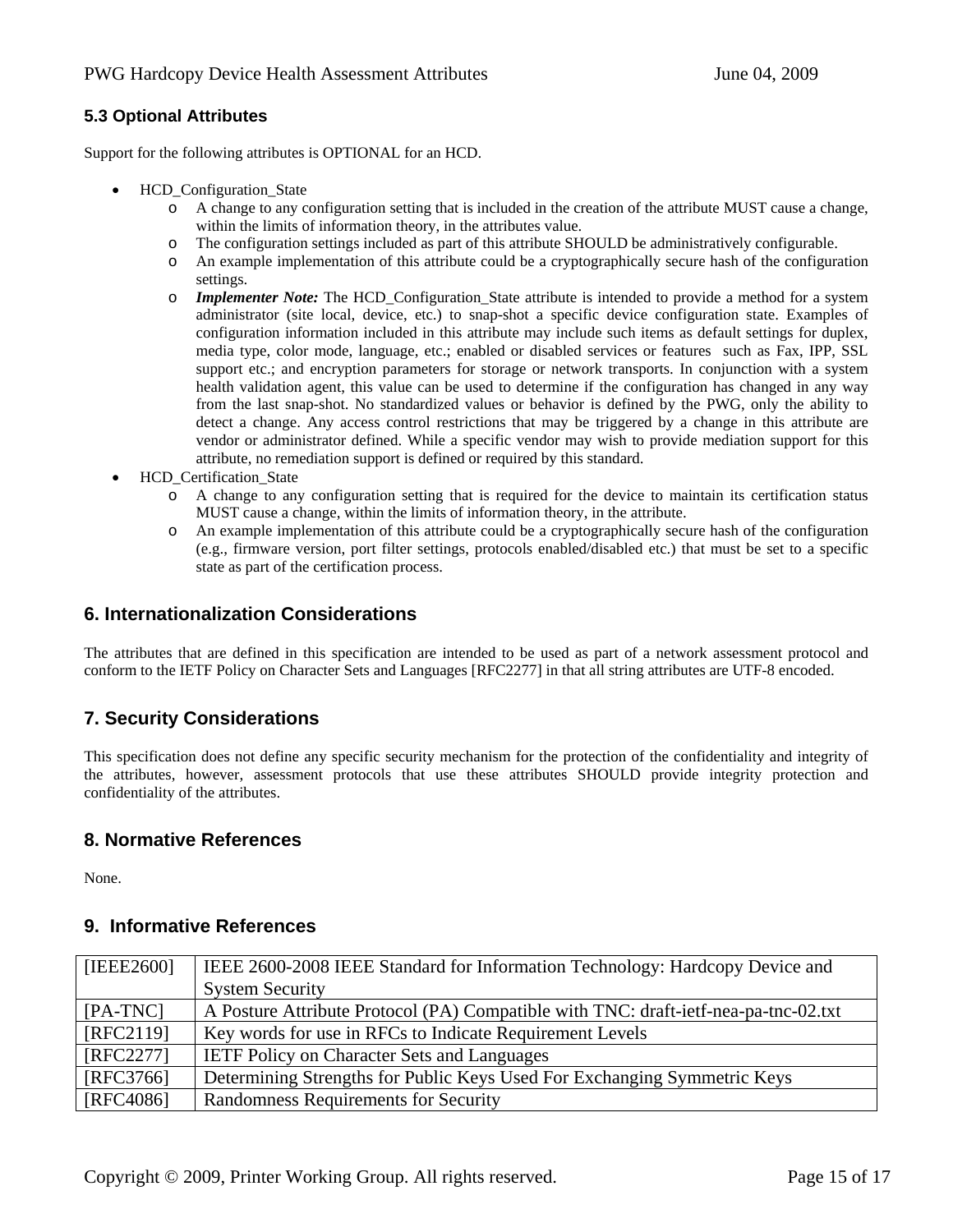### 5.3 Optional Attributes

Support for the following attributes is OPTIONAL for an HCD.

- HCD_Configuration_State
  - A change to any configuration setting that is included in the creation of the attribute MUST cause a change, within the limits of information theory, in the attributes value.
  - The configuration settings included as part of this attribute SHOULD be administratively configurable.
  - An example implementation of this attribute could be a cryptographically secure hash of the configuration settings.
  - ***Implementer Note:*** The HCD_Configuration_State attribute is intended to provide a method for a system administrator (site local, device, etc.) to snap-shot a specific device configuration state. Examples of configuration information included in this attribute may include such items as default settings for duplex, media type, color mode, language, etc.; enabled or disabled services or features such as Fax, IPP, SSL support etc.; and encryption parameters for storage or network transports. In conjunction with a system health validation agent, this value can be used to determine if the configuration has changed in any way from the last snap-shot. No standardized values or behavior is defined by the PWG, only the ability to detect a change. Any access control restrictions that may be triggered by a change in this attribute are vendor or administrator defined. While a specific vendor may wish to provide mediation support for this attribute, no remediation support is defined or required by this standard.
- HCD_Certification_State
  - A change to any configuration setting that is required for the device to maintain its certification status MUST cause a change, within the limits of information theory, in the attribute.
  - An example implementation of this attribute could be a cryptographically secure hash of the configuration (e.g., firmware version, port filter settings, protocols enabled/disabled etc.) that must be set to a specific state as part of the certification process.

## 6. Internationalization Considerations

The attributes that are defined in this specification are intended to be used as part of a network assessment protocol and conform to the IETF Policy on Character Sets and Languages [RFC2277] in that all string attributes are UTF-8 encoded.

## 7. Security Considerations

This specification does not define any specific security mechanism for the protection of the confidentiality and integrity of the attributes, however, assessment protocols that use these attributes SHOULD provide integrity protection and confidentiality of the attributes.

## 8. Normative References

None.

## 9. Informative References

| | |
|---|---|
| [IEEE2600] | IEEE 2600-2008 IEEE Standard for Information Technology: Hardcopy Device and System Security |
| [PA-TNC] | A Posture Attribute Protocol (PA) Compatible with TNC: draft-ietf-nea-pa-tnc-02.txt |
| [RFC2119] | Key words for use in RFCs to Indicate Requirement Levels |
| [RFC2277] | IETF Policy on Character Sets and Languages |
| [RFC3766] | Determining Strengths for Public Keys Used For Exchanging Symmetric Keys |
| [RFC4086] | Randomness Requirements for Security |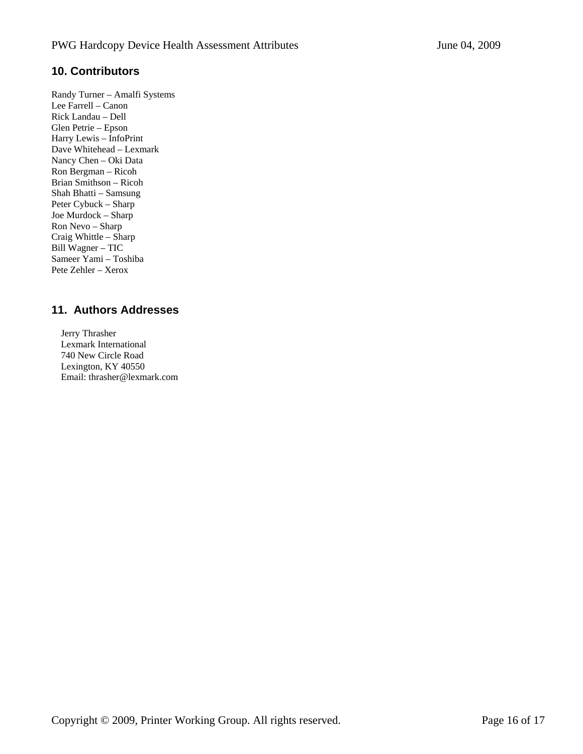## 10. Contributors

Randy Turner – Amalfi Systems
Lee Farrell – Canon
Rick Landau – Dell
Glen Petrie – Epson
Harry Lewis – InfoPrint
Dave Whitehead – Lexmark
Nancy Chen – Oki Data
Ron Bergman – Ricoh
Brian Smithson – Ricoh
Shah Bhatti – Samsung
Peter Cybuck – Sharp
Joe Murdock – Sharp
Ron Nevo – Sharp
Craig Whittle – Sharp
Bill Wagner – TIC
Sameer Yami – Toshiba
Pete Zehler – Xerox

## 11. Authors Addresses

Jerry Thrasher
Lexmark International
740 New Circle Road
Lexington, KY 40550
Email: thrasher@lexmark.com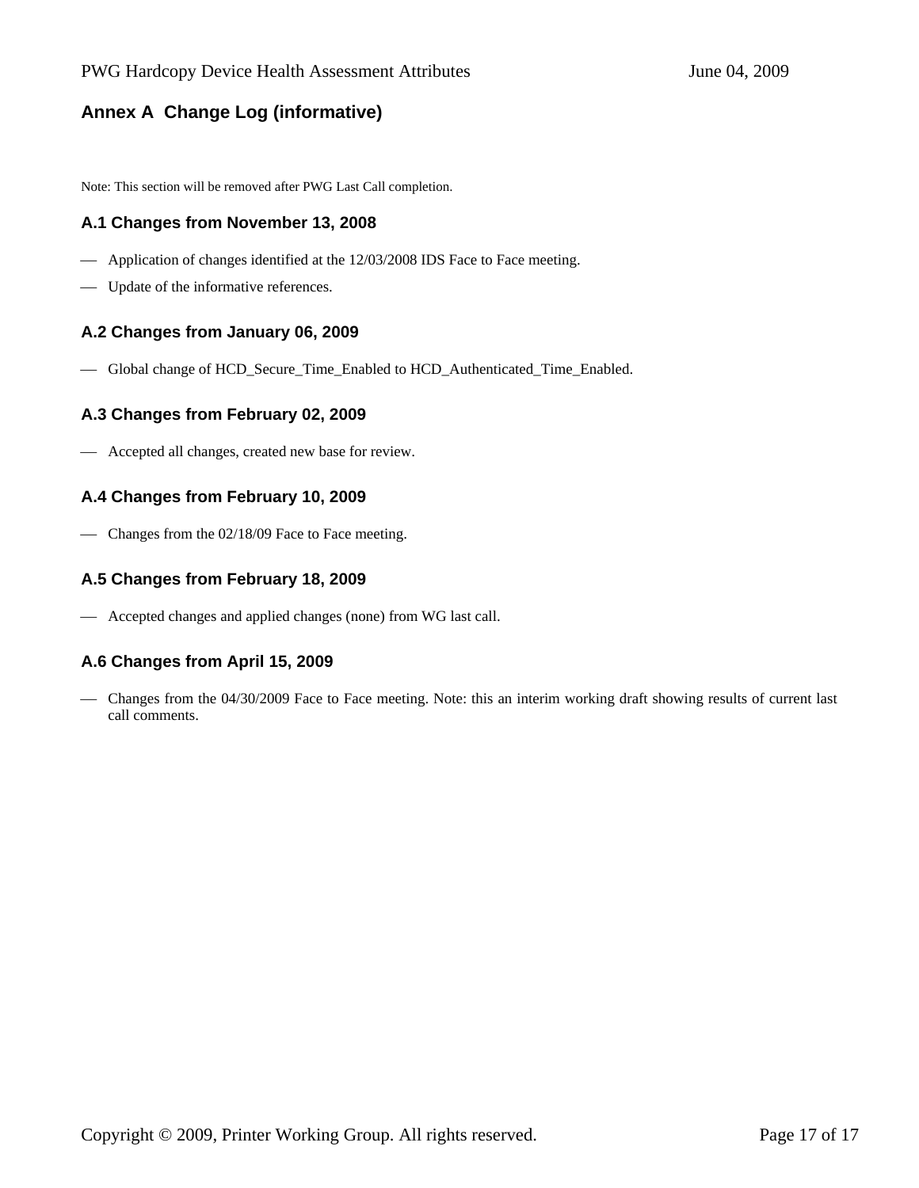# Annex A Change Log (informative)

Note: This section will be removed after PWG Last Call completion.

## A.1 Changes from November 13, 2008

- Application of changes identified at the 12/03/2008 IDS Face to Face meeting.
- Update of the informative references.

## A.2 Changes from January 06, 2009

- Global change of HCD_Secure_Time_Enabled to HCD_Authenticated_Time_Enabled.

## A.3 Changes from February 02, 2009

- Accepted all changes, created new base for review.

## A.4 Changes from February 10, 2009

- Changes from the 02/18/09 Face to Face meeting.

## A.5 Changes from February 18, 2009

- Accepted changes and applied changes (none) from WG last call.

## A.6 Changes from April 15, 2009

- Changes from the 04/30/2009 Face to Face meeting. Note: this an interim working draft showing results of current last call comments.